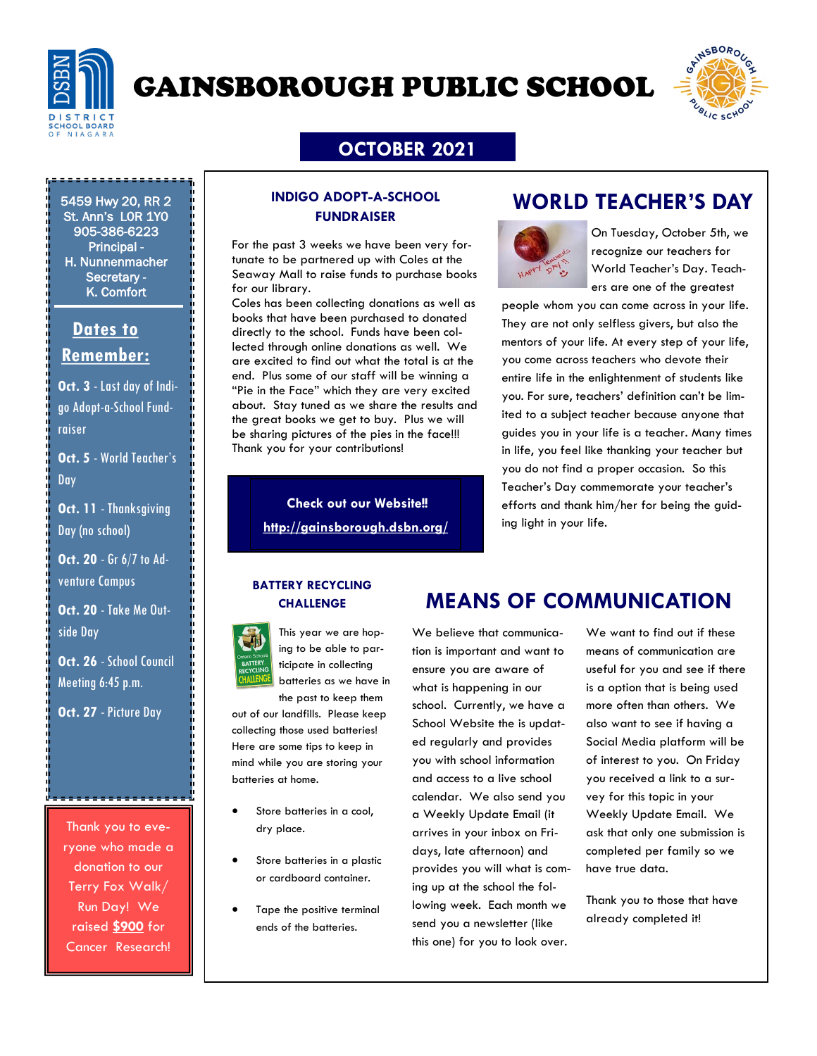# GAINSBOROUGH PUBLIC SCHOOL

## OCTOBER 2021

5459 Hwy 20, RR 2
St. Ann's L0R 1Y0
905-386-6223
Principal - H. Nunnenmacher
Secretary - K. Comfort

## Dates to Remember:

**Oct. 3** - Last day of Indigo Adopt-a-School Fundraiser

**Oct. 5** - World Teacher's Day

**Oct. 11** - Thanksgiving Day (no school)

**Oct. 20** - Gr 6/7 to Adventure Campus

**Oct. 20** - Take Me Outside Day

**Oct. 26** - School Council Meeting 6:45 p.m.

**Oct. 27** - Picture Day

Thank you to everyone who made a donation to our Terry Fox Walk/Run Day! We raised **$900** for Cancer Research!

### INDIGO ADOPT-A-SCHOOL FUNDRAISER

For the past 3 weeks we have been very fortunate to be partnered up with Coles at the Seaway Mall to raise funds to purchase books for our library.
Coles has been collecting donations as well as books that have been purchased to donated directly to the school. Funds have been collected through online donations as well. We are excited to find out what the total is at the end. Plus some of our staff will be winning a "Pie in the Face" which they are very excited about. Stay tuned as we share the results and the great books we get to buy. Plus we will be sharing pictures of the pies in the face!!!
Thank you for your contributions!

**Check out our Website!!**
**http://gainsborough.dsbn.org/**

## WORLD TEACHER'S DAY

On Tuesday, October 5th, we recognize our teachers for World Teacher's Day. Teachers are one of the greatest people whom you can come across in your life. They are not only selfless givers, but also the mentors of your life. At every step of your life, you come across teachers who devote their entire life in the enlightenment of students like you. For sure, teachers' definition can't be limited to a subject teacher because anyone that guides you in your life is a teacher. Many times in life, you feel like thanking your teacher but you do not find a proper occasion. So this Teacher's Day commemorate your teacher's efforts and thank him/her for being the guiding light in your life.

### BATTERY RECYCLING CHALLENGE

This year we are hoping to be able to participate in collecting batteries as we have in the past to keep them out of our landfills. Please keep collecting those used batteries! Here are some tips to keep in mind while you are storing your batteries at home.

- Store batteries in a cool, dry place.
- Store batteries in a plastic or cardboard container.
- Tape the positive terminal ends of the batteries.

## MEANS OF COMMUNICATION

We believe that communication is important and want to ensure you are aware of what is happening in our school. Currently, we have a School Website the is updated regularly and provides you with school information and access to a live school calendar. We also send you a Weekly Update Email (it arrives in your inbox on Fridays, late afternoon) and provides you will what is coming up at the school the following week. Each month we send you a newsletter (like this one) for you to look over.

We want to find out if these means of communication are useful for you and see if there is a option that is being used more often than others. We also want to see if having a Social Media platform will be of interest to you. On Friday you received a link to a survey for this topic in your Weekly Update Email. We ask that only one submission is completed per family so we have true data.

Thank you to those that have already completed it!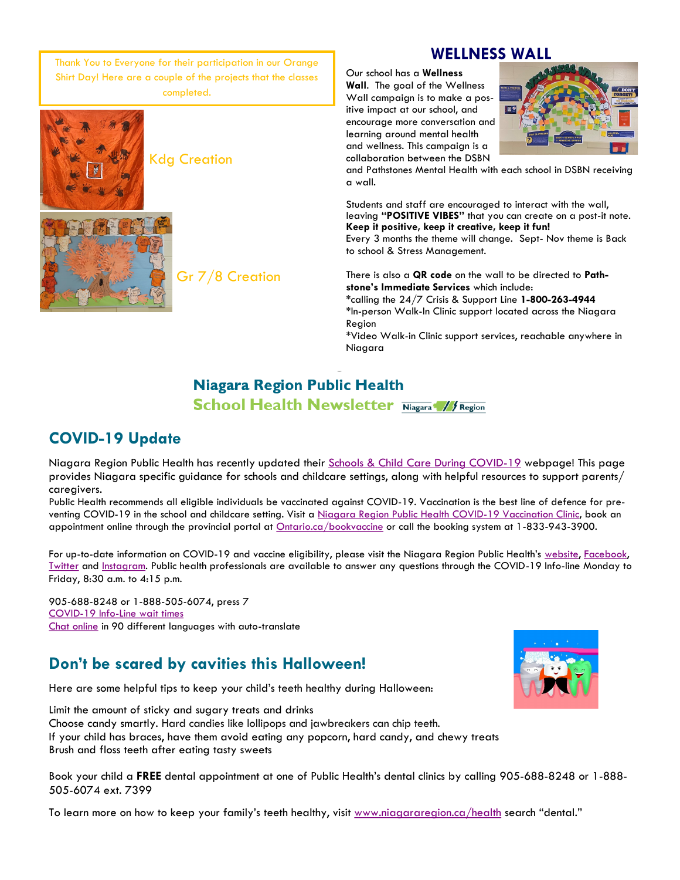Thank You to Everyone for their participation in our Orange Shirt Day! Here are a couple of the projects that the classes completed.

Kdg Creation

Gr 7/8 Creation

## WELLNESS WALL

Our school has a **Wellness Wall**. The goal of the Wellness Wall campaign is to make a positive impact at our school, and encourage more conversation and learning around mental health and wellness. This campaign is a collaboration between the DSBN and Pathstones Mental Health with each school in DSBN receiving a wall.

Students and staff are encouraged to interact with the wall, leaving **"POSITIVE VIBES"** that you can create on a post-it note. **Keep it positive, keep it creative, keep it fun!**
Every 3 months the theme will change. Sept- Nov theme is Back to school & Stress Management.

There is also a **QR code** on the wall to be directed to **Pathstone's Immediate Services** which include:
*calling the 24/7 Crisis & Support Line **1-800-263-4944**
*In-person Walk-In Clinic support located across the Niagara Region
*Video Walk-in Clinic support services, reachable anywhere in Niagara

# Niagara Region Public Health
# School Health Newsletter

## COVID-19 Update

Niagara Region Public Health has recently updated their Schools & Child Care During COVID-19 webpage! This page provides Niagara specific guidance for schools and childcare settings, along with helpful resources to support parents/caregivers.
Public Health recommends all eligible individuals be vaccinated against COVID-19. Vaccination is the best line of defence for preventing COVID-19 in the school and childcare setting. Visit a Niagara Region Public Health COVID-19 Vaccination Clinic, book an appointment online through the provincial portal at Ontario.ca/bookvaccine or call the booking system at 1-833-943-3900.

For up-to-date information on COVID-19 and vaccine eligibility, please visit the Niagara Region Public Health's website, Facebook, Twitter and Instagram. Public health professionals are available to answer any questions through the COVID-19 Info-line Monday to Friday, 8:30 a.m. to 4:15 p.m.

905-688-8248 or 1-888-505-6074, press 7
COVID-19 Info-Line wait times
Chat online in 90 different languages with auto-translate

## Don't be scared by cavities this Halloween!

Here are some helpful tips to keep your child's teeth healthy during Halloween:

Limit the amount of sticky and sugary treats and drinks
Choose candy smartly. Hard candies like lollipops and jawbreakers can chip teeth.
If your child has braces, have them avoid eating any popcorn, hard candy, and chewy treats
Brush and floss teeth after eating tasty sweets

Book your child a **FREE** dental appointment at one of Public Health's dental clinics by calling 905-688-8248 or 1-888-505-6074 ext. 7399

To learn more on how to keep your family's teeth healthy, visit www.niagararegion.ca/health search "dental."